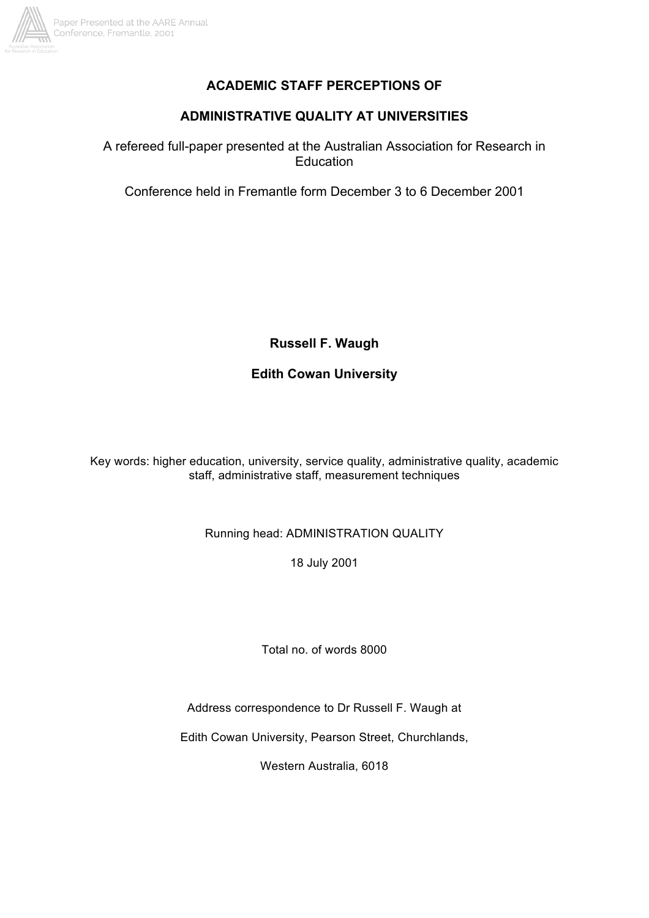# ACADEMIC STAFF PERCEPTIONS OF

# ADMINISTRATIVE QUALITY AT UNIVERSITIES

A refereed full-paper presented at the Australian Association for Research in Education

Conference held in Fremantle form December 3 to 6 December 2001

**Russell F. Waugh**

**Edith Cowan University**

Key words: higher education, university, service quality, administrative quality, academic staff, administrative staff, measurement techniques

Running head: ADMINISTRATION QUALITY

18 July 2001

Total no. of words 8000

Address correspondence to Dr Russell F. Waugh at

Edith Cowan University, Pearson Street, Churchlands,

Western Australia, 6018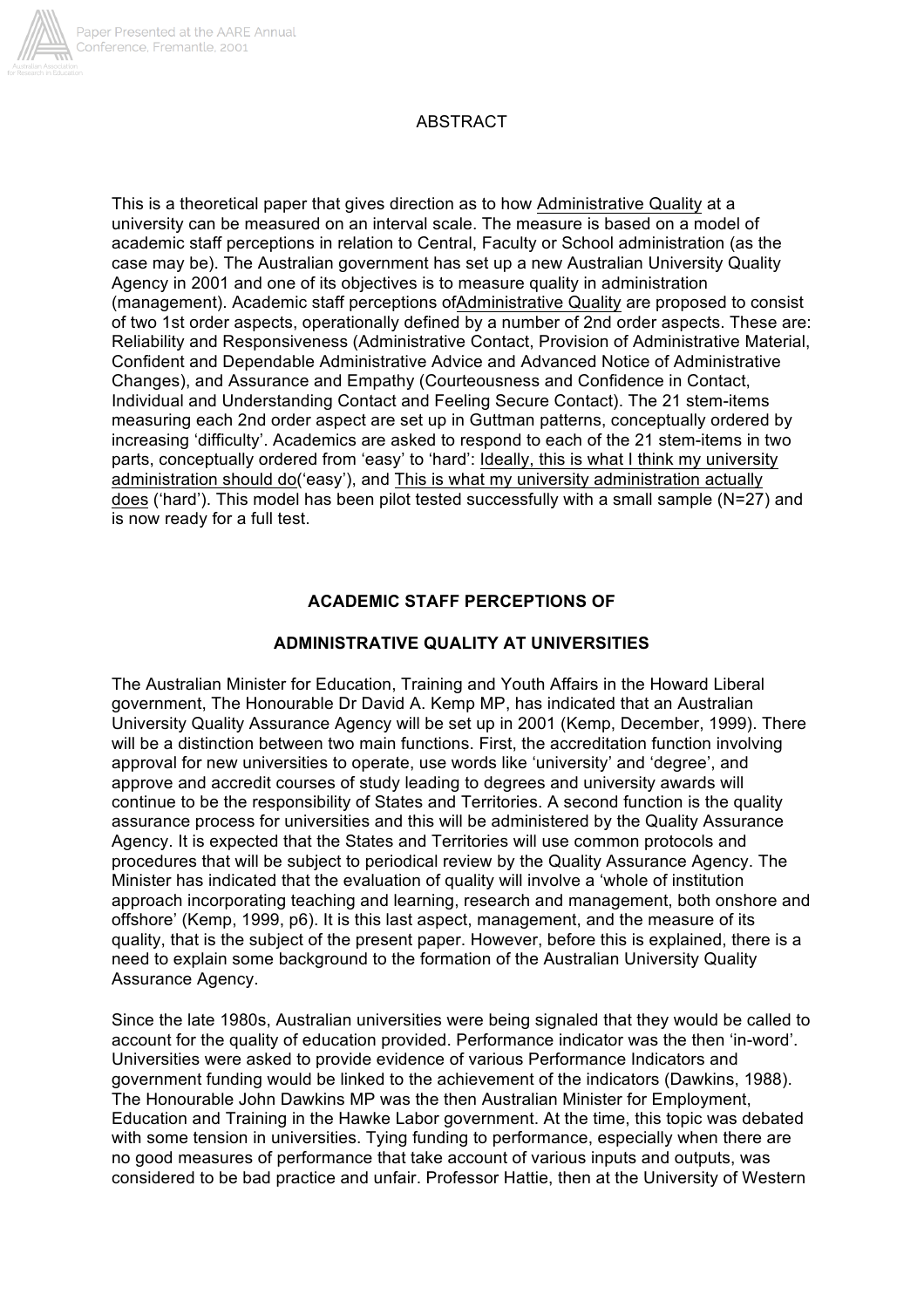## ABSTRACT

This is a theoretical paper that gives direction as to how Administrative Quality at a university can be measured on an interval scale. The measure is based on a model of academic staff perceptions in relation to Central, Faculty or School administration (as the case may be). The Australian government has set up a new Australian University Quality Agency in 2001 and one of its objectives is to measure quality in administration (management). Academic staff perceptions ofAdministrative Quality are proposed to consist of two 1st order aspects, operationally defined by a number of 2nd order aspects. These are: Reliability and Responsiveness (Administrative Contact, Provision of Administrative Material, Confident and Dependable Administrative Advice and Advanced Notice of Administrative Changes), and Assurance and Empathy (Courteousness and Confidence in Contact, Individual and Understanding Contact and Feeling Secure Contact). The 21 stem-items measuring each 2nd order aspect are set up in Guttman patterns, conceptually ordered by increasing 'difficulty'. Academics are asked to respond to each of the 21 stem-items in two parts, conceptually ordered from 'easy' to 'hard': Ideally, this is what I think my university administration should do('easy'), and This is what my university administration actually does ('hard'). This model has been pilot tested successfully with a small sample (N=27) and is now ready for a full test.

## ACADEMIC STAFF PERCEPTIONS OF

## ADMINISTRATIVE QUALITY AT UNIVERSITIES

The Australian Minister for Education, Training and Youth Affairs in the Howard Liberal government, The Honourable Dr David A. Kemp MP, has indicated that an Australian University Quality Assurance Agency will be set up in 2001 (Kemp, December, 1999). There will be a distinction between two main functions. First, the accreditation function involving approval for new universities to operate, use words like 'university' and 'degree', and approve and accredit courses of study leading to degrees and university awards will continue to be the responsibility of States and Territories. A second function is the quality assurance process for universities and this will be administered by the Quality Assurance Agency. It is expected that the States and Territories will use common protocols and procedures that will be subject to periodical review by the Quality Assurance Agency. The Minister has indicated that the evaluation of quality will involve a 'whole of institution approach incorporating teaching and learning, research and management, both onshore and offshore' (Kemp, 1999, p6). It is this last aspect, management, and the measure of its quality, that is the subject of the present paper. However, before this is explained, there is a need to explain some background to the formation of the Australian University Quality Assurance Agency.

Since the late 1980s, Australian universities were being signaled that they would be called to account for the quality of education provided. Performance indicator was the then 'in-word'. Universities were asked to provide evidence of various Performance Indicators and government funding would be linked to the achievement of the indicators (Dawkins, 1988). The Honourable John Dawkins MP was the then Australian Minister for Employment, Education and Training in the Hawke Labor government. At the time, this topic was debated with some tension in universities. Tying funding to performance, especially when there are no good measures of performance that take account of various inputs and outputs, was considered to be bad practice and unfair. Professor Hattie, then at the University of Western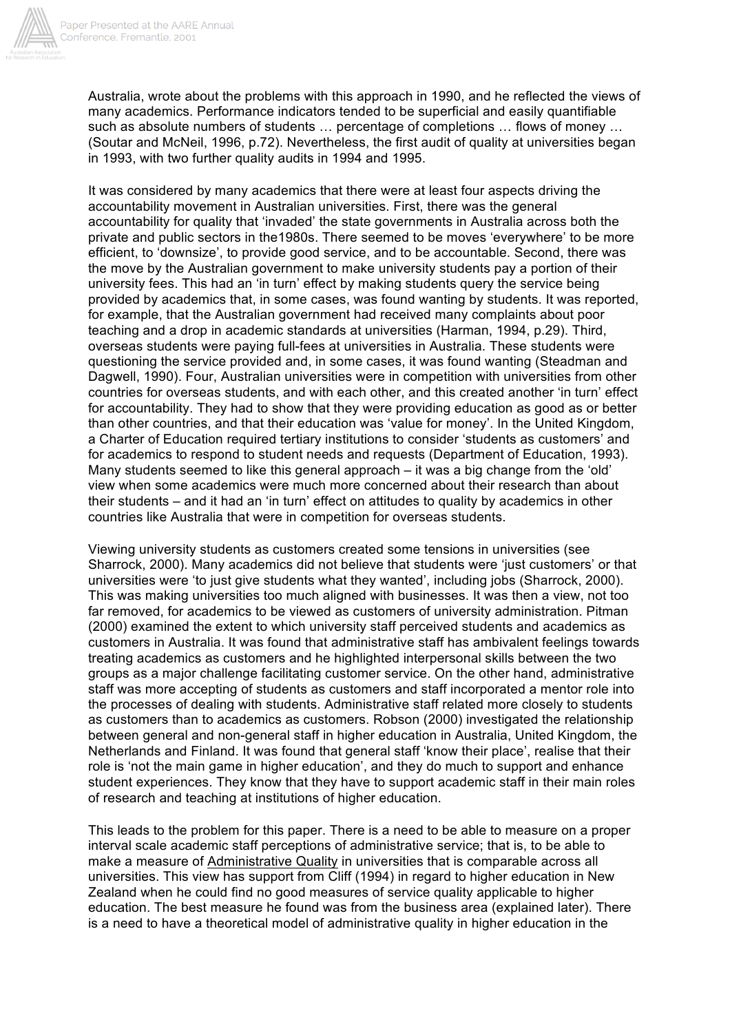Australia, wrote about the problems with this approach in 1990, and he reflected the views of many academics. Performance indicators tended to be superficial and easily quantifiable such as absolute numbers of students … percentage of completions … flows of money … (Soutar and McNeil, 1996, p.72). Nevertheless, the first audit of quality at universities began in 1993, with two further quality audits in 1994 and 1995.

It was considered by many academics that there were at least four aspects driving the accountability movement in Australian universities. First, there was the general accountability for quality that 'invaded' the state governments in Australia across both the private and public sectors in the1980s. There seemed to be moves 'everywhere' to be more efficient, to 'downsize', to provide good service, and to be accountable. Second, there was the move by the Australian government to make university students pay a portion of their university fees. This had an 'in turn' effect by making students query the service being provided by academics that, in some cases, was found wanting by students. It was reported, for example, that the Australian government had received many complaints about poor teaching and a drop in academic standards at universities (Harman, 1994, p.29). Third, overseas students were paying full-fees at universities in Australia. These students were questioning the service provided and, in some cases, it was found wanting (Steadman and Dagwell, 1990). Four, Australian universities were in competition with universities from other countries for overseas students, and with each other, and this created another 'in turn' effect for accountability. They had to show that they were providing education as good as or better than other countries, and that their education was 'value for money'. In the United Kingdom, a Charter of Education required tertiary institutions to consider 'students as customers' and for academics to respond to student needs and requests (Department of Education, 1993). Many students seemed to like this general approach – it was a big change from the 'old' view when some academics were much more concerned about their research than about their students – and it had an 'in turn' effect on attitudes to quality by academics in other countries like Australia that were in competition for overseas students.

Viewing university students as customers created some tensions in universities (see Sharrock, 2000). Many academics did not believe that students were 'just customers' or that universities were 'to just give students what they wanted', including jobs (Sharrock, 2000). This was making universities too much aligned with businesses. It was then a view, not too far removed, for academics to be viewed as customers of university administration. Pitman (2000) examined the extent to which university staff perceived students and academics as customers in Australia. It was found that administrative staff has ambivalent feelings towards treating academics as customers and he highlighted interpersonal skills between the two groups as a major challenge facilitating customer service. On the other hand, administrative staff was more accepting of students as customers and staff incorporated a mentor role into the processes of dealing with students. Administrative staff related more closely to students as customers than to academics as customers. Robson (2000) investigated the relationship between general and non-general staff in higher education in Australia, United Kingdom, the Netherlands and Finland. It was found that general staff 'know their place', realise that their role is 'not the main game in higher education', and they do much to support and enhance student experiences. They know that they have to support academic staff in their main roles of research and teaching at institutions of higher education.

This leads to the problem for this paper. There is a need to be able to measure on a proper interval scale academic staff perceptions of administrative service; that is, to be able to make a measure of <u>Administrative Quality</u> in universities that is comparable across all universities. This view has support from Cliff (1994) in regard to higher education in New Zealand when he could find no good measures of service quality applicable to higher education. The best measure he found was from the business area (explained later). There is a need to have a theoretical model of administrative quality in higher education in the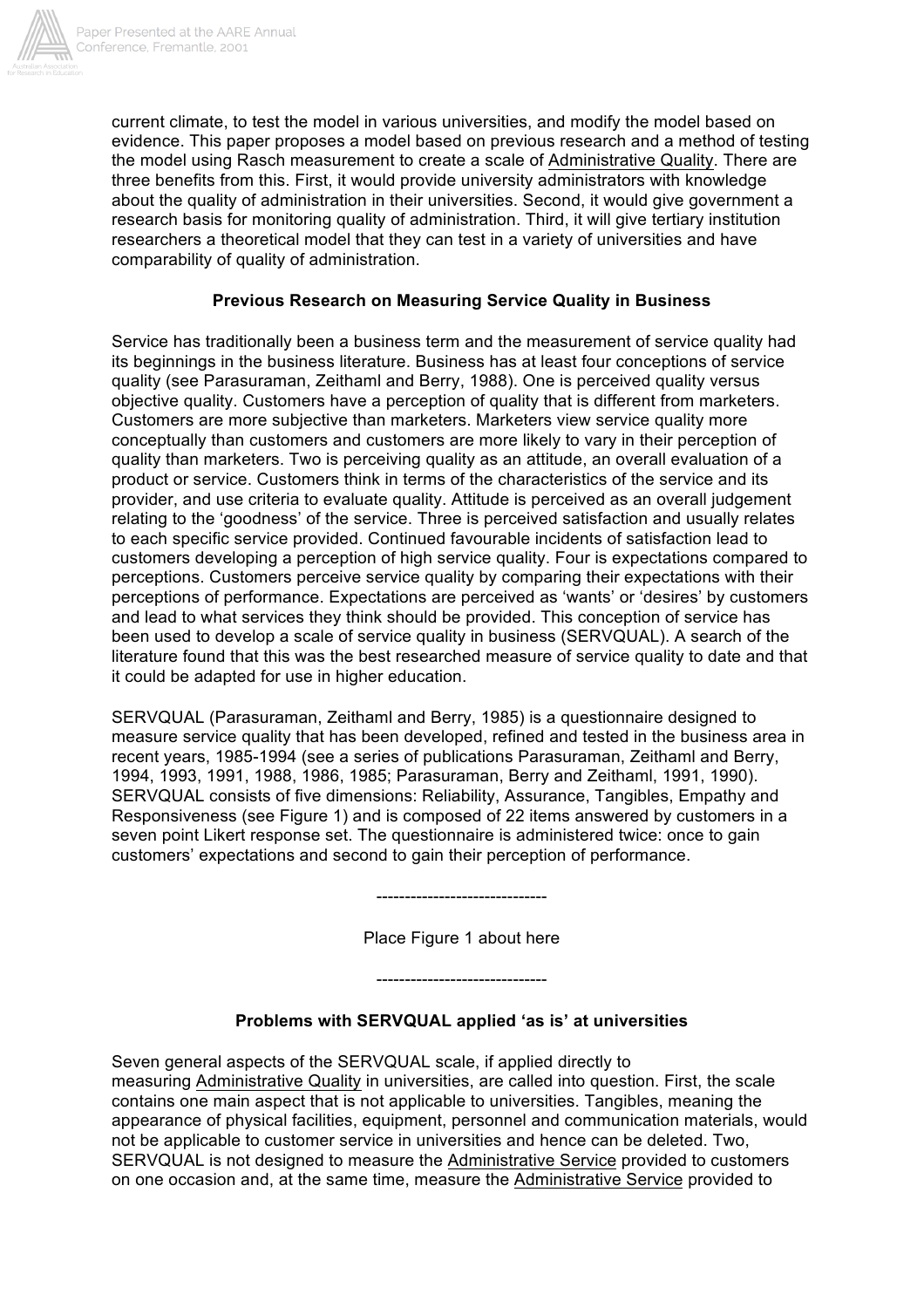current climate, to test the model in various universities, and modify the model based on evidence. This paper proposes a model based on previous research and a method of testing the model using Rasch measurement to create a scale of Administrative Quality. There are three benefits from this. First, it would provide university administrators with knowledge about the quality of administration in their universities. Second, it would give government a research basis for monitoring quality of administration. Third, it will give tertiary institution researchers a theoretical model that they can test in a variety of universities and have comparability of quality of administration.

### Previous Research on Measuring Service Quality in Business

Service has traditionally been a business term and the measurement of service quality had its beginnings in the business literature. Business has at least four conceptions of service quality (see Parasuraman, Zeithaml and Berry, 1988). One is perceived quality versus objective quality. Customers have a perception of quality that is different from marketers. Customers are more subjective than marketers. Marketers view service quality more conceptually than customers and customers are more likely to vary in their perception of quality than marketers. Two is perceiving quality as an attitude, an overall evaluation of a product or service. Customers think in terms of the characteristics of the service and its provider, and use criteria to evaluate quality. Attitude is perceived as an overall judgement relating to the 'goodness' of the service. Three is perceived satisfaction and usually relates to each specific service provided. Continued favourable incidents of satisfaction lead to customers developing a perception of high service quality. Four is expectations compared to perceptions. Customers perceive service quality by comparing their expectations with their perceptions of performance. Expectations are perceived as 'wants' or 'desires' by customers and lead to what services they think should be provided. This conception of service has been used to develop a scale of service quality in business (SERVQUAL). A search of the literature found that this was the best researched measure of service quality to date and that it could be adapted for use in higher education.

SERVQUAL (Parasuraman, Zeithaml and Berry, 1985) is a questionnaire designed to measure service quality that has been developed, refined and tested in the business area in recent years, 1985-1994 (see a series of publications Parasuraman, Zeithaml and Berry, 1994, 1993, 1991, 1988, 1986, 1985; Parasuraman, Berry and Zeithaml, 1991, 1990). SERVQUAL consists of five dimensions: Reliability, Assurance, Tangibles, Empathy and Responsiveness (see Figure 1) and is composed of 22 items answered by customers in a seven point Likert response set. The questionnaire is administered twice: once to gain customers' expectations and second to gain their perception of performance.

------------------------------

Place Figure 1 about here

------------------------------

### Problems with SERVQUAL applied 'as is' at universities

Seven general aspects of the SERVQUAL scale, if applied directly to measuring Administrative Quality in universities, are called into question. First, the scale contains one main aspect that is not applicable to universities. Tangibles, meaning the appearance of physical facilities, equipment, personnel and communication materials, would not be applicable to customer service in universities and hence can be deleted. Two, SERVQUAL is not designed to measure the Administrative Service provided to customers on one occasion and, at the same time, measure the Administrative Service provided to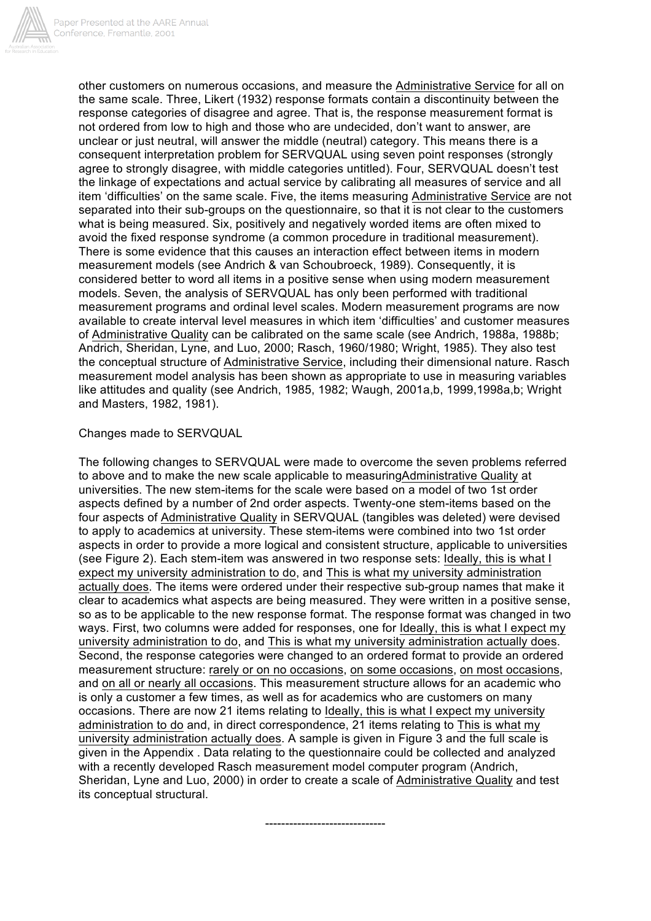other customers on numerous occasions, and measure the Administrative Service for all on the same scale. Three, Likert (1932) response formats contain a discontinuity between the response categories of disagree and agree. That is, the response measurement format is not ordered from low to high and those who are undecided, don't want to answer, are unclear or just neutral, will answer the middle (neutral) category. This means there is a consequent interpretation problem for SERVQUAL using seven point responses (strongly agree to strongly disagree, with middle categories untitled). Four, SERVQUAL doesn't test the linkage of expectations and actual service by calibrating all measures of service and all item 'difficulties' on the same scale. Five, the items measuring Administrative Service are not separated into their sub-groups on the questionnaire, so that it is not clear to the customers what is being measured. Six, positively and negatively worded items are often mixed to avoid the fixed response syndrome (a common procedure in traditional measurement). There is some evidence that this causes an interaction effect between items in modern measurement models (see Andrich & van Schoubroeck, 1989). Consequently, it is considered better to word all items in a positive sense when using modern measurement models. Seven, the analysis of SERVQUAL has only been performed with traditional measurement programs and ordinal level scales. Modern measurement programs are now available to create interval level measures in which item 'difficulties' and customer measures of Administrative Quality can be calibrated on the same scale (see Andrich, 1988a, 1988b; Andrich, Sheridan, Lyne, and Luo, 2000; Rasch, 1960/1980; Wright, 1985). They also test the conceptual structure of Administrative Service, including their dimensional nature. Rasch measurement model analysis has been shown as appropriate to use in measuring variables like attitudes and quality (see Andrich, 1985, 1982; Waugh, 2001a,b, 1999,1998a,b; Wright and Masters, 1982, 1981).

Changes made to SERVQUAL

The following changes to SERVQUAL were made to overcome the seven problems referred to above and to make the new scale applicable to measuringAdministrative Quality at universities. The new stem-items for the scale were based on a model of two 1st order aspects defined by a number of 2nd order aspects. Twenty-one stem-items based on the four aspects of Administrative Quality in SERVQUAL (tangibles was deleted) were devised to apply to academics at university. These stem-items were combined into two 1st order aspects in order to provide a more logical and consistent structure, applicable to universities (see Figure 2). Each stem-item was answered in two response sets: Ideally, this is what I expect my university administration to do, and This is what my university administration actually does. The items were ordered under their respective sub-group names that make it clear to academics what aspects are being measured. They were written in a positive sense, so as to be applicable to the new response format. The response format was changed in two ways. First, two columns were added for responses, one for Ideally, this is what I expect my university administration to do, and This is what my university administration actually does. Second, the response categories were changed to an ordered format to provide an ordered measurement structure: rarely or on no occasions, on some occasions, on most occasions, and on all or nearly all occasions. This measurement structure allows for an academic who is only a customer a few times, as well as for academics who are customers on many occasions. There are now 21 items relating to Ideally, this is what I expect my university administration to do and, in direct correspondence, 21 items relating to This is what my university administration actually does. A sample is given in Figure 3 and the full scale is given in the Appendix . Data relating to the questionnaire could be collected and analyzed with a recently developed Rasch measurement model computer program (Andrich, Sheridan, Lyne and Luo, 2000) in order to create a scale of Administrative Quality and test its conceptual structural.

------------------------------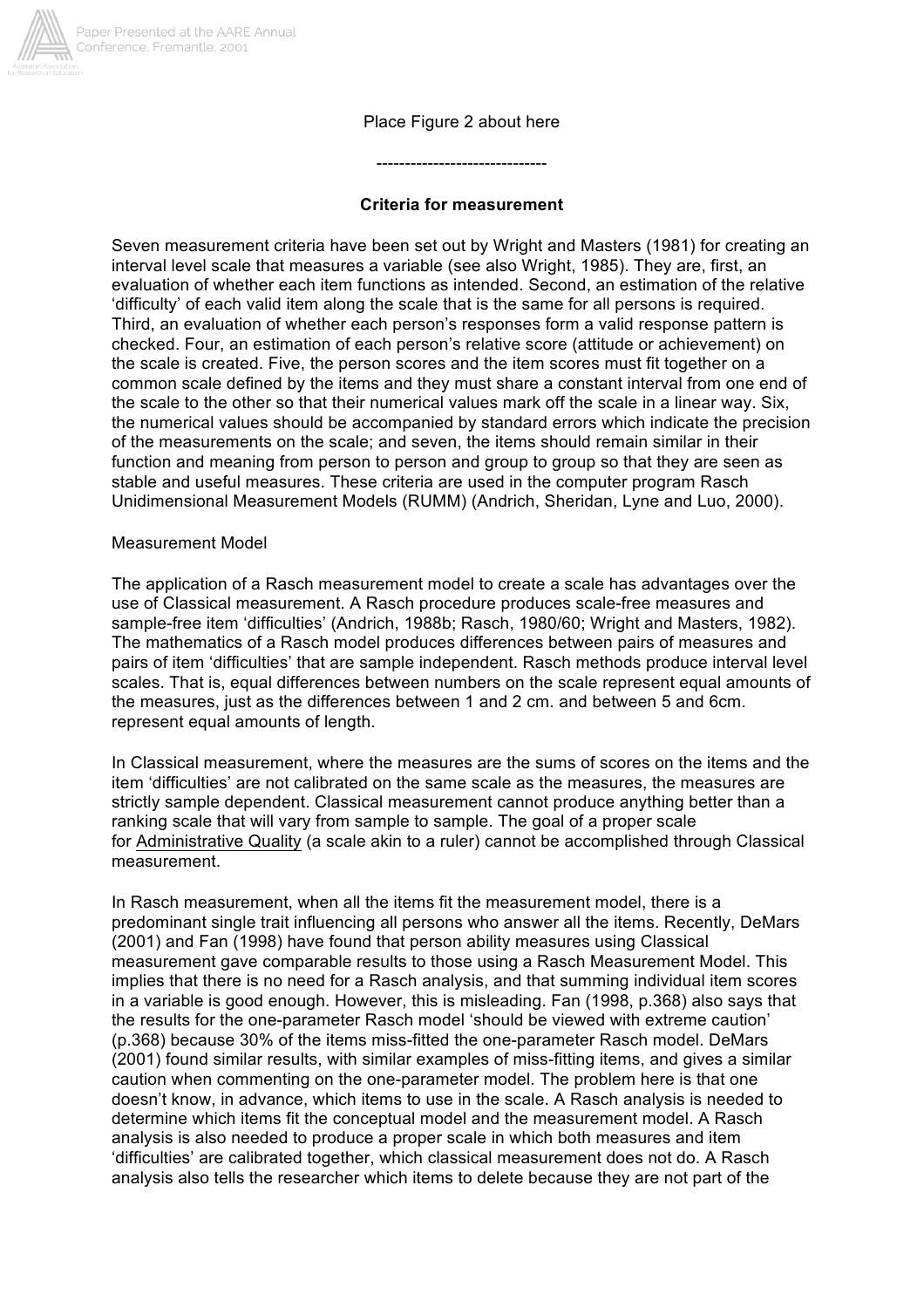Place Figure 2 about here

------------------------------

**Criteria for measurement**

Seven measurement criteria have been set out by Wright and Masters (1981) for creating an interval level scale that measures a variable (see also Wright, 1985). They are, first, an evaluation of whether each item functions as intended. Second, an estimation of the relative 'difficulty' of each valid item along the scale that is the same for all persons is required. Third, an evaluation of whether each person's responses form a valid response pattern is checked. Four, an estimation of each person's relative score (attitude or achievement) on the scale is created. Five, the person scores and the item scores must fit together on a common scale defined by the items and they must share a constant interval from one end of the scale to the other so that their numerical values mark off the scale in a linear way. Six, the numerical values should be accompanied by standard errors which indicate the precision of the measurements on the scale; and seven, the items should remain similar in their function and meaning from person to person and group to group so that they are seen as stable and useful measures. These criteria are used in the computer program Rasch Unidimensional Measurement Models (RUMM) (Andrich, Sheridan, Lyne and Luo, 2000).

Measurement Model

The application of a Rasch measurement model to create a scale has advantages over the use of Classical measurement. A Rasch procedure produces scale-free measures and sample-free item 'difficulties' (Andrich, 1988b; Rasch, 1980/60; Wright and Masters, 1982). The mathematics of a Rasch model produces differences between pairs of measures and pairs of item 'difficulties' that are sample independent. Rasch methods produce interval level scales. That is, equal differences between numbers on the scale represent equal amounts of the measures, just as the differences between 1 and 2 cm. and between 5 and 6cm. represent equal amounts of length.

In Classical measurement, where the measures are the sums of scores on the items and the item 'difficulties' are not calibrated on the same scale as the measures, the measures are strictly sample dependent. Classical measurement cannot produce anything better than a ranking scale that will vary from sample to sample. The goal of a proper scale for Administrative Quality (a scale akin to a ruler) cannot be accomplished through Classical measurement.

In Rasch measurement, when all the items fit the measurement model, there is a predominant single trait influencing all persons who answer all the items. Recently, DeMars (2001) and Fan (1998) have found that person ability measures using Classical measurement gave comparable results to those using a Rasch Measurement Model. This implies that there is no need for a Rasch analysis, and that summing individual item scores in a variable is good enough. However, this is misleading. Fan (1998, p.368) also says that the results for the one-parameter Rasch model 'should be viewed with extreme caution' (p.368) because 30% of the items miss-fitted the one-parameter Rasch model. DeMars (2001) found similar results, with similar examples of miss-fitting items, and gives a similar caution when commenting on the one-parameter model. The problem here is that one doesn't know, in advance, which items to use in the scale. A Rasch analysis is needed to determine which items fit the conceptual model and the measurement model. A Rasch analysis is also needed to produce a proper scale in which both measures and item 'difficulties' are calibrated together, which classical measurement does not do. A Rasch analysis also tells the researcher which items to delete because they are not part of the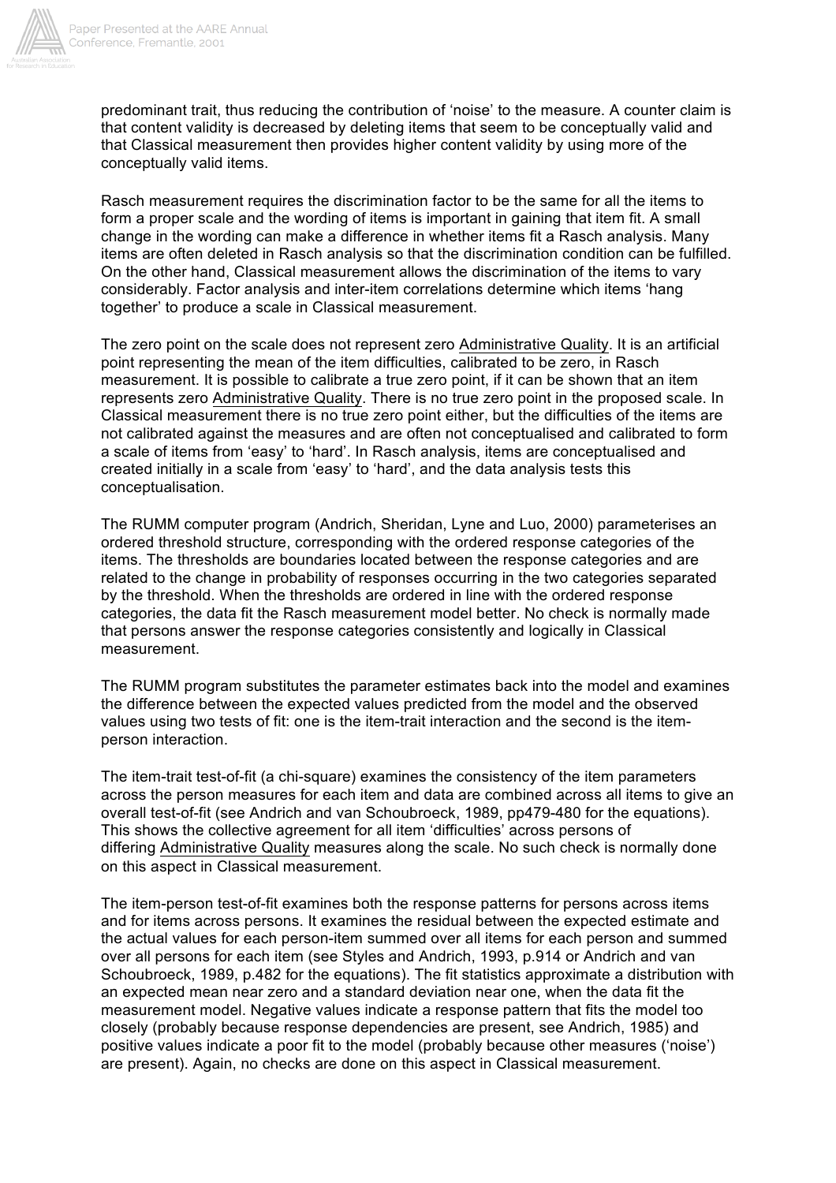predominant trait, thus reducing the contribution of 'noise' to the measure. A counter claim is that content validity is decreased by deleting items that seem to be conceptually valid and that Classical measurement then provides higher content validity by using more of the conceptually valid items.

Rasch measurement requires the discrimination factor to be the same for all the items to form a proper scale and the wording of items is important in gaining that item fit. A small change in the wording can make a difference in whether items fit a Rasch analysis. Many items are often deleted in Rasch analysis so that the discrimination condition can be fulfilled. On the other hand, Classical measurement allows the discrimination of the items to vary considerably. Factor analysis and inter-item correlations determine which items 'hang together' to produce a scale in Classical measurement.

The zero point on the scale does not represent zero Administrative Quality. It is an artificial point representing the mean of the item difficulties, calibrated to be zero, in Rasch measurement. It is possible to calibrate a true zero point, if it can be shown that an item represents zero Administrative Quality. There is no true zero point in the proposed scale. In Classical measurement there is no true zero point either, but the difficulties of the items are not calibrated against the measures and are often not conceptualised and calibrated to form a scale of items from 'easy' to 'hard'. In Rasch analysis, items are conceptualised and created initially in a scale from 'easy' to 'hard', and the data analysis tests this conceptualisation.

The RUMM computer program (Andrich, Sheridan, Lyne and Luo, 2000) parameterises an ordered threshold structure, corresponding with the ordered response categories of the items. The thresholds are boundaries located between the response categories and are related to the change in probability of responses occurring in the two categories separated by the threshold. When the thresholds are ordered in line with the ordered response categories, the data fit the Rasch measurement model better. No check is normally made that persons answer the response categories consistently and logically in Classical measurement.

The RUMM program substitutes the parameter estimates back into the model and examines the difference between the expected values predicted from the model and the observed values using two tests of fit: one is the item-trait interaction and the second is the item-person interaction.

The item-trait test-of-fit (a chi-square) examines the consistency of the item parameters across the person measures for each item and data are combined across all items to give an overall test-of-fit (see Andrich and van Schoubroeck, 1989, pp479-480 for the equations). This shows the collective agreement for all item 'difficulties' across persons of differing Administrative Quality measures along the scale. No such check is normally done on this aspect in Classical measurement.

The item-person test-of-fit examines both the response patterns for persons across items and for items across persons. It examines the residual between the expected estimate and the actual values for each person-item summed over all items for each person and summed over all persons for each item (see Styles and Andrich, 1993, p.914 or Andrich and van Schoubroeck, 1989, p.482 for the equations). The fit statistics approximate a distribution with an expected mean near zero and a standard deviation near one, when the data fit the measurement model. Negative values indicate a response pattern that fits the model too closely (probably because response dependencies are present, see Andrich, 1985) and positive values indicate a poor fit to the model (probably because other measures ('noise') are present). Again, no checks are done on this aspect in Classical measurement.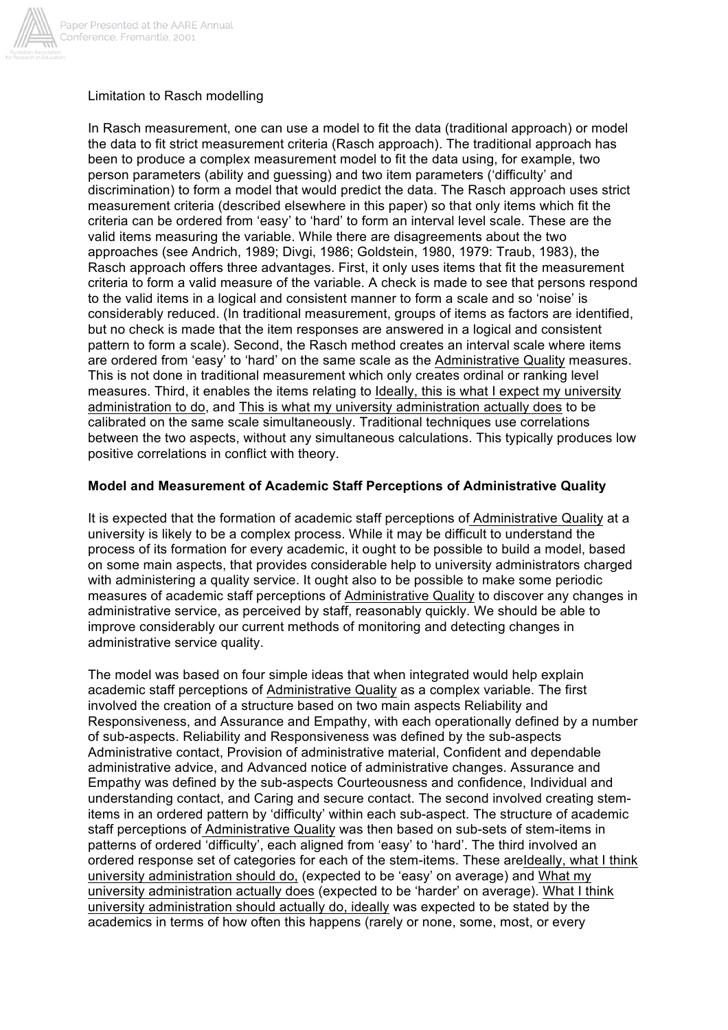Limitation to Rasch modelling

In Rasch measurement, one can use a model to fit the data (traditional approach) or model the data to fit strict measurement criteria (Rasch approach). The traditional approach has been to produce a complex measurement model to fit the data using, for example, two person parameters (ability and guessing) and two item parameters ('difficulty' and discrimination) to form a model that would predict the data. The Rasch approach uses strict measurement criteria (described elsewhere in this paper) so that only items which fit the criteria can be ordered from 'easy' to 'hard' to form an interval level scale. These are the valid items measuring the variable. While there are disagreements about the two approaches (see Andrich, 1989; Divgi, 1986; Goldstein, 1980, 1979: Traub, 1983), the Rasch approach offers three advantages. First, it only uses items that fit the measurement criteria to form a valid measure of the variable. A check is made to see that persons respond to the valid items in a logical and consistent manner to form a scale and so 'noise' is considerably reduced. (In traditional measurement, groups of items as factors are identified, but no check is made that the item responses are answered in a logical and consistent pattern to form a scale). Second, the Rasch method creates an interval scale where items are ordered from 'easy' to 'hard' on the same scale as the Administrative Quality measures. This is not done in traditional measurement which only creates ordinal or ranking level measures. Third, it enables the items relating to Ideally, this is what I expect my university administration to do, and This is what my university administration actually does to be calibrated on the same scale simultaneously. Traditional techniques use correlations between the two aspects, without any simultaneous calculations. This typically produces low positive correlations in conflict with theory.

**Model and Measurement of Academic Staff Perceptions of Administrative Quality**

It is expected that the formation of academic staff perceptions of Administrative Quality at a university is likely to be a complex process. While it may be difficult to understand the process of its formation for every academic, it ought to be possible to build a model, based on some main aspects, that provides considerable help to university administrators charged with administering a quality service. It ought also to be possible to make some periodic measures of academic staff perceptions of Administrative Quality to discover any changes in administrative service, as perceived by staff, reasonably quickly. We should be able to improve considerably our current methods of monitoring and detecting changes in administrative service quality.

The model was based on four simple ideas that when integrated would help explain academic staff perceptions of Administrative Quality as a complex variable. The first involved the creation of a structure based on two main aspects Reliability and Responsiveness, and Assurance and Empathy, with each operationally defined by a number of sub-aspects. Reliability and Responsiveness was defined by the sub-aspects Administrative contact, Provision of administrative material, Confident and dependable administrative advice, and Advanced notice of administrative changes. Assurance and Empathy was defined by the sub-aspects Courteousness and confidence, Individual and understanding contact, and Caring and secure contact. The second involved creating stem-items in an ordered pattern by 'difficulty' within each sub-aspect. The structure of academic staff perceptions of Administrative Quality was then based on sub-sets of stem-items in patterns of ordered 'difficulty', each aligned from 'easy' to 'hard'. The third involved an ordered response set of categories for each of the stem-items. These areIdeally, what I think university administration should do, (expected to be 'easy' on average) and What my university administration actually does (expected to be 'harder' on average). What I think university administration should actually do, ideally was expected to be stated by the academics in terms of how often this happens (rarely or none, some, most, or every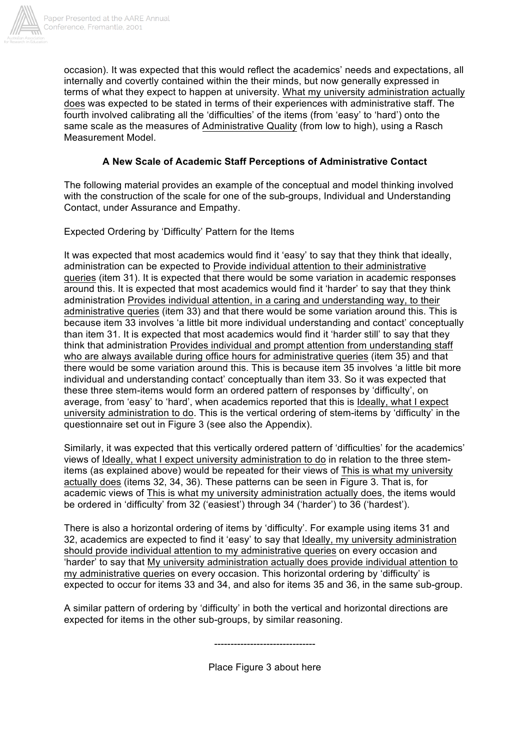occasion). It was expected that this would reflect the academics' needs and expectations, all internally and covertly contained within the their minds, but now generally expressed in terms of what they expect to happen at university. What my university administration actually does was expected to be stated in terms of their experiences with administrative staff. The fourth involved calibrating all the 'difficulties' of the items (from 'easy' to 'hard') onto the same scale as the measures of Administrative Quality (from low to high), using a Rasch Measurement Model.

### A New Scale of Academic Staff Perceptions of Administrative Contact

The following material provides an example of the conceptual and model thinking involved with the construction of the scale for one of the sub-groups, Individual and Understanding Contact, under Assurance and Empathy.

Expected Ordering by 'Difficulty' Pattern for the Items

It was expected that most academics would find it 'easy' to say that they think that ideally, administration can be expected to Provide individual attention to their administrative queries (item 31). It is expected that there would be some variation in academic responses around this. It is expected that most academics would find it 'harder' to say that they think administration Provides individual attention, in a caring and understanding way, to their administrative queries (item 33) and that there would be some variation around this. This is because item 33 involves 'a little bit more individual understanding and contact' conceptually than item 31. It is expected that most academics would find it 'harder still' to say that they think that administration Provides individual and prompt attention from understanding staff who are always available during office hours for administrative queries (item 35) and that there would be some variation around this. This is because item 35 involves 'a little bit more individual and understanding contact' conceptually than item 33. So it was expected that these three stem-items would form an ordered pattern of responses by 'difficulty', on average, from 'easy' to 'hard', when academics reported that this is Ideally, what I expect university administration to do. This is the vertical ordering of stem-items by 'difficulty' in the questionnaire set out in Figure 3 (see also the Appendix).

Similarly, it was expected that this vertically ordered pattern of 'difficulties' for the academics' views of Ideally, what I expect university administration to do in relation to the three stem-items (as explained above) would be repeated for their views of This is what my university actually does (items 32, 34, 36). These patterns can be seen in Figure 3. That is, for academic views of This is what my university administration actually does, the items would be ordered in 'difficulty' from 32 ('easiest') through 34 ('harder') to 36 ('hardest').

There is also a horizontal ordering of items by 'difficulty'. For example using items 31 and 32, academics are expected to find it 'easy' to say that Ideally, my university administration should provide individual attention to my administrative queries on every occasion and 'harder' to say that My university administration actually does provide individual attention to my administrative queries on every occasion. This horizontal ordering by 'difficulty' is expected to occur for items 33 and 34, and also for items 35 and 36, in the same sub-group.

A similar pattern of ordering by 'difficulty' in both the vertical and horizontal directions are expected for items in the other sub-groups, by similar reasoning.

-------------------------------

Place Figure 3 about here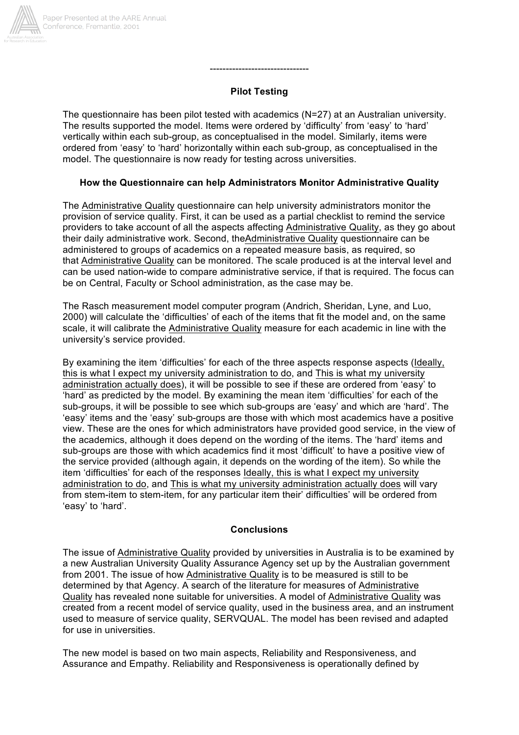-------------------------------

## Pilot Testing

The questionnaire has been pilot tested with academics (N=27) at an Australian university. The results supported the model. Items were ordered by 'difficulty' from 'easy' to 'hard' vertically within each sub-group, as conceptualised in the model. Similarly, items were ordered from 'easy' to 'hard' horizontally within each sub-group, as conceptualised in the model. The questionnaire is now ready for testing across universities.

## How the Questionnaire can help Administrators Monitor Administrative Quality

The Administrative Quality questionnaire can help university administrators monitor the provision of service quality. First, it can be used as a partial checklist to remind the service providers to take account of all the aspects affecting Administrative Quality, as they go about their daily administrative work. Second, theAdministrative Quality questionnaire can be administered to groups of academics on a repeated measure basis, as required, so that Administrative Quality can be monitored. The scale produced is at the interval level and can be used nation-wide to compare administrative service, if that is required. The focus can be on Central, Faculty or School administration, as the case may be.

The Rasch measurement model computer program (Andrich, Sheridan, Lyne, and Luo, 2000) will calculate the 'difficulties' of each of the items that fit the model and, on the same scale, it will calibrate the Administrative Quality measure for each academic in line with the university's service provided.

By examining the item 'difficulties' for each of the three aspects response aspects (Ideally, this is what I expect my university administration to do, and This is what my university administration actually does), it will be possible to see if these are ordered from 'easy' to 'hard' as predicted by the model. By examining the mean item 'difficulties' for each of the sub-groups, it will be possible to see which sub-groups are 'easy' and which are 'hard'. The 'easy' items and the 'easy' sub-groups are those with which most academics have a positive view. These are the ones for which administrators have provided good service, in the view of the academics, although it does depend on the wording of the items. The 'hard' items and sub-groups are those with which academics find it most 'difficult' to have a positive view of the service provided (although again, it depends on the wording of the item). So while the item 'difficulties' for each of the responses Ideally, this is what I expect my university administration to do, and This is what my university administration actually does will vary from stem-item to stem-item, for any particular item their' difficulties' will be ordered from 'easy' to 'hard'.

## Conclusions

The issue of Administrative Quality provided by universities in Australia is to be examined by a new Australian University Quality Assurance Agency set up by the Australian government from 2001. The issue of how Administrative Quality is to be measured is still to be determined by that Agency. A search of the literature for measures of Administrative Quality has revealed none suitable for universities. A model of Administrative Quality was created from a recent model of service quality, used in the business area, and an instrument used to measure of service quality, SERVQUAL. The model has been revised and adapted for use in universities.

The new model is based on two main aspects, Reliability and Responsiveness, and Assurance and Empathy. Reliability and Responsiveness is operationally defined by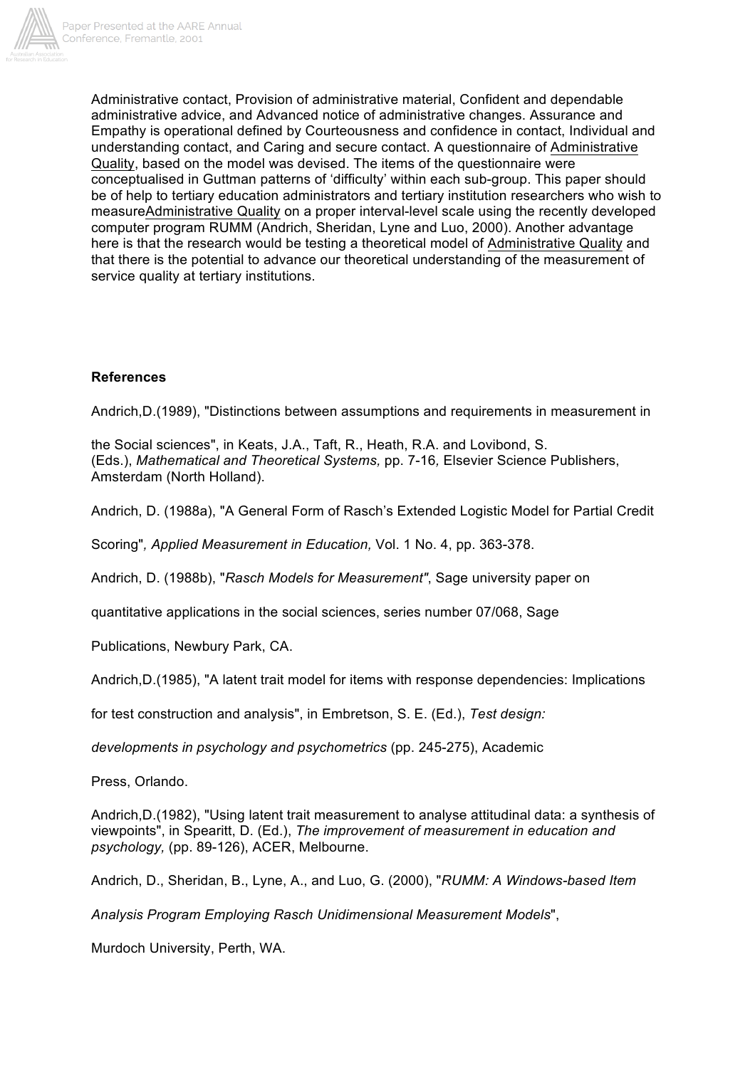Administrative contact, Provision of administrative material, Confident and dependable administrative advice, and Advanced notice of administrative changes. Assurance and Empathy is operational defined by Courteousness and confidence in contact, Individual and understanding contact, and Caring and secure contact. A questionnaire of Administrative Quality, based on the model was devised. The items of the questionnaire were conceptualised in Guttman patterns of 'difficulty' within each sub-group. This paper should be of help to tertiary education administrators and tertiary institution researchers who wish to measureAdministrative Quality on a proper interval-level scale using the recently developed computer program RUMM (Andrich, Sheridan, Lyne and Luo, 2000). Another advantage here is that the research would be testing a theoretical model of Administrative Quality and that there is the potential to advance our theoretical understanding of the measurement of service quality at tertiary institutions.

**References**

Andrich,D.(1989), "Distinctions between assumptions and requirements in measurement in the Social sciences", in Keats, J.A., Taft, R., Heath, R.A. and Lovibond, S. (Eds.), *Mathematical and Theoretical Systems,* pp. 7-16*,* Elsevier Science Publishers, Amsterdam (North Holland).

Andrich, D. (1988a), "A General Form of Rasch's Extended Logistic Model for Partial Credit Scoring"*, Applied Measurement in Education,* Vol. 1 No. 4, pp. 363-378.

Andrich, D. (1988b), "*Rasch Models for Measurement"*, Sage university paper on quantitative applications in the social sciences, series number 07/068, Sage Publications, Newbury Park, CA.

Andrich,D.(1985), "A latent trait model for items with response dependencies: Implications for test construction and analysis", in Embretson, S. E. (Ed.), *Test design: developments in psychology and psychometrics* (pp. 245-275), Academic Press, Orlando.

Andrich,D.(1982), "Using latent trait measurement to analyse attitudinal data: a synthesis of viewpoints", in Spearitt, D. (Ed.), *The improvement of measurement in education and psychology,* (pp. 89-126), ACER, Melbourne.

Andrich, D., Sheridan, B., Lyne, A., and Luo, G. (2000), "*RUMM: A Windows-based Item Analysis Program Employing Rasch Unidimensional Measurement Models*", Murdoch University, Perth, WA.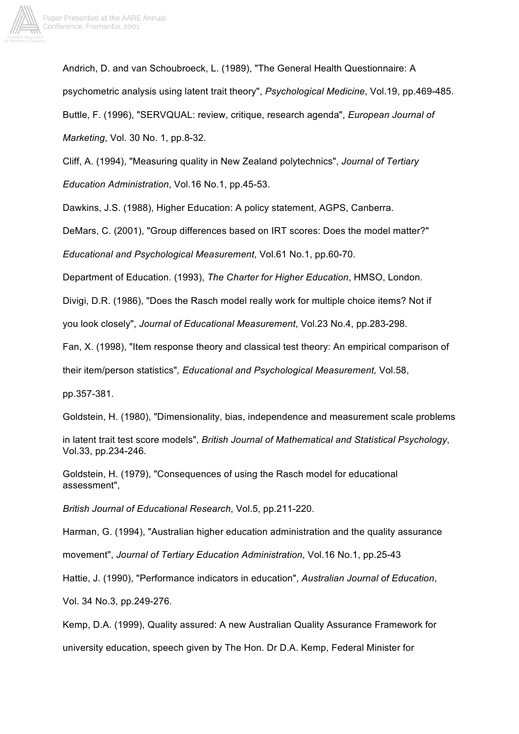Andrich, D. and van Schoubroeck, L. (1989), "The General Health Questionnaire: A psychometric analysis using latent trait theory", *Psychological Medicine*, Vol.19, pp.469-485.

Buttle, F. (1996), "SERVQUAL: review, critique, research agenda", *European Journal of Marketing*, Vol. 30 No. 1, pp.8-32.

Cliff, A. (1994), "Measuring quality in New Zealand polytechnics", *Journal of Tertiary Education Administration*, Vol.16 No.1, pp.45-53.

Dawkins, J.S. (1988), Higher Education: A policy statement, AGPS, Canberra.

DeMars, C. (2001), "Group differences based on IRT scores: Does the model matter?" *Educational and Psychological Measurement*, Vol.61 No.1, pp.60-70.

Department of Education. (1993), *The Charter for Higher Education*, HMSO, London.

Divigi, D.R. (1986), "Does the Rasch model really work for multiple choice items? Not if you look closely", *Journal of Educational Measurement*, Vol.23 No.4, pp.283-298.

Fan, X. (1998), "Item response theory and classical test theory: An empirical comparison of their item/person statistics", *Educational and Psychological Measurement,* Vol.58, pp.357-381.

Goldstein, H. (1980), "Dimensionality, bias, independence and measurement scale problems in latent trait test score models", *British Journal of Mathematical and Statistical Psychology*, Vol.33, pp.234-246.

Goldstein, H. (1979), "Consequences of using the Rasch model for educational assessment",

*British Journal of Educational Research*, Vol.5, pp.211-220.

Harman, G. (1994), "Australian higher education administration and the quality assurance movement", *Journal of Tertiary Education Administration*, Vol.16 No.1, pp.25-43

Hattie, J. (1990), "Performance indicators in education", *Australian Journal of Education*, Vol. 34 No.3, pp.249-276.

Kemp, D.A. (1999), Quality assured: A new Australian Quality Assurance Framework for university education, speech given by The Hon. Dr D.A. Kemp, Federal Minister for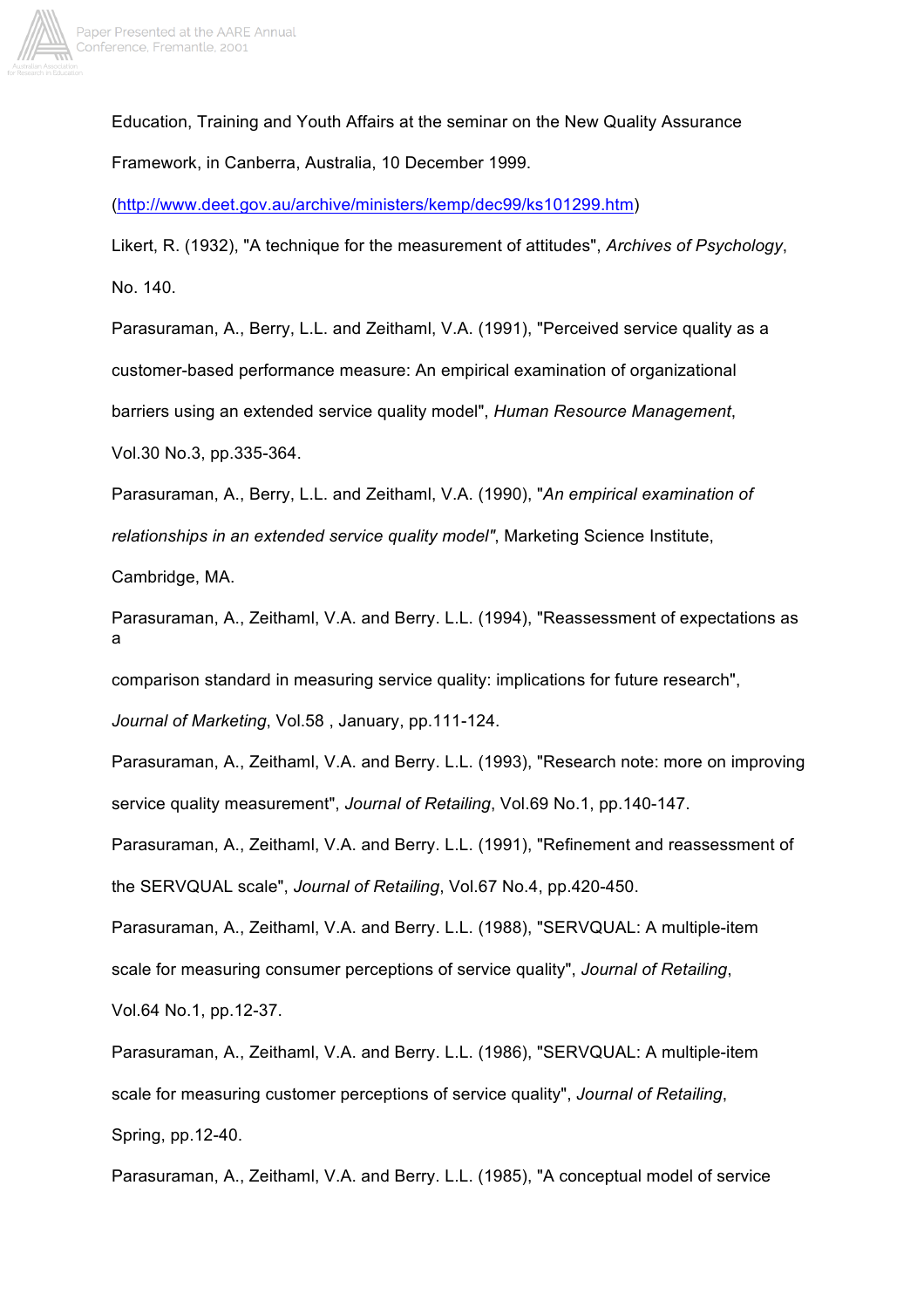Education, Training and Youth Affairs at the seminar on the New Quality Assurance Framework, in Canberra, Australia, 10 December 1999. (http://www.deet.gov.au/archive/ministers/kemp/dec99/ks101299.htm)

Likert, R. (1932), "A technique for the measurement of attitudes", *Archives of Psychology*, No. 140.

Parasuraman, A., Berry, L.L. and Zeithaml, V.A. (1991), "Perceived service quality as a customer-based performance measure: An empirical examination of organizational barriers using an extended service quality model", *Human Resource Management*, Vol.30 No.3, pp.335-364.

Parasuraman, A., Berry, L.L. and Zeithaml, V.A. (1990), "*An empirical examination of relationships in an extended service quality model"*, Marketing Science Institute, Cambridge, MA.

Parasuraman, A., Zeithaml, V.A. and Berry. L.L. (1994), "Reassessment of expectations as a comparison standard in measuring service quality: implications for future research", *Journal of Marketing*, Vol.58 , January, pp.111-124.

Parasuraman, A., Zeithaml, V.A. and Berry. L.L. (1993), "Research note: more on improving service quality measurement", *Journal of Retailing*, Vol.69 No.1, pp.140-147.

Parasuraman, A., Zeithaml, V.A. and Berry. L.L. (1991), "Refinement and reassessment of the SERVQUAL scale", *Journal of Retailing*, Vol.67 No.4, pp.420-450.

Parasuraman, A., Zeithaml, V.A. and Berry. L.L. (1988), "SERVQUAL: A multiple-item scale for measuring consumer perceptions of service quality", *Journal of Retailing*, Vol.64 No.1, pp.12-37.

Parasuraman, A., Zeithaml, V.A. and Berry. L.L. (1986), "SERVQUAL: A multiple-item scale for measuring customer perceptions of service quality", *Journal of Retailing*, Spring, pp.12-40.

Parasuraman, A., Zeithaml, V.A. and Berry. L.L. (1985), "A conceptual model of service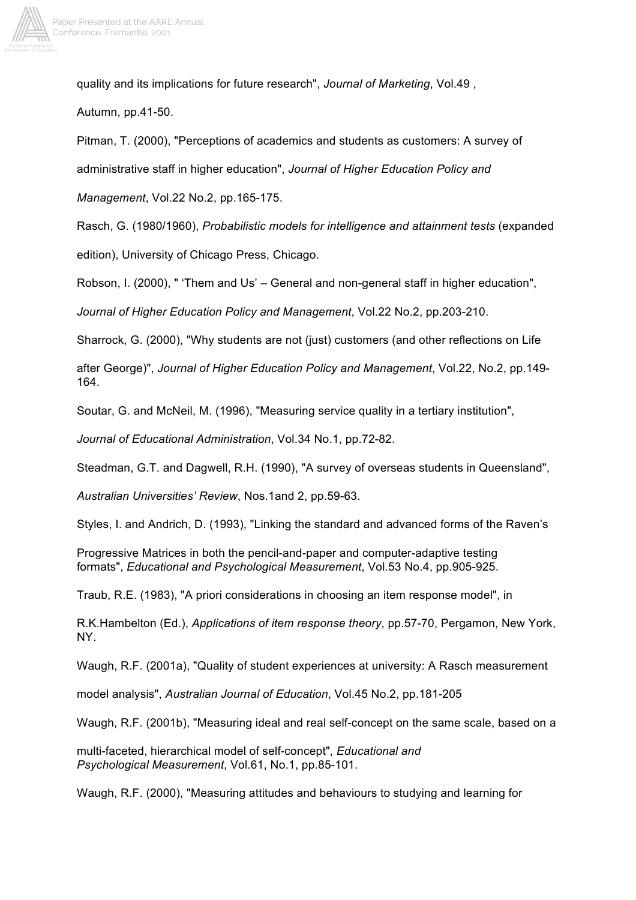quality and its implications for future research", *Journal of Marketing*, Vol.49 , Autumn, pp.41-50.

Pitman, T. (2000), "Perceptions of academics and students as customers: A survey of administrative staff in higher education", *Journal of Higher Education Policy and Management*, Vol.22 No.2, pp.165-175.

Rasch, G. (1980/1960), *Probabilistic models for intelligence and attainment tests* (expanded edition), University of Chicago Press, Chicago.

Robson, I. (2000), " 'Them and Us' – General and non-general staff in higher education", *Journal of Higher Education Policy and Management*, Vol.22 No.2, pp.203-210.

Sharrock, G. (2000), "Why students are not (just) customers (and other reflections on Life after George)", *Journal of Higher Education Policy and Management*, Vol.22, No.2, pp.149-164.

Soutar, G. and McNeil, M. (1996), "Measuring service quality in a tertiary institution", *Journal of Educational Administration*, Vol.34 No.1, pp.72-82.

Steadman, G.T. and Dagwell, R.H. (1990), "A survey of overseas students in Queensland", *Australian Universities' Review*, Nos.1and 2, pp.59-63.

Styles, I. and Andrich, D. (1993), "Linking the standard and advanced forms of the Raven's Progressive Matrices in both the pencil-and-paper and computer-adaptive testing formats", *Educational and Psychological Measurement*, Vol.53 No.4, pp.905-925.

Traub, R.E. (1983), "A priori considerations in choosing an item response model", in R.K.Hambelton (Ed.), *Applications of item response theory*, pp.57-70, Pergamon, New York, NY.

Waugh, R.F. (2001a), "Quality of student experiences at university: A Rasch measurement model analysis", *Australian Journal of Education*, Vol.45 No.2, pp.181-205

Waugh, R.F. (2001b), "Measuring ideal and real self-concept on the same scale, based on a multi-faceted, hierarchical model of self-concept", *Educational and Psychological Measurement*, Vol.61, No.1, pp.85-101.

Waugh, R.F. (2000), "Measuring attitudes and behaviours to studying and learning for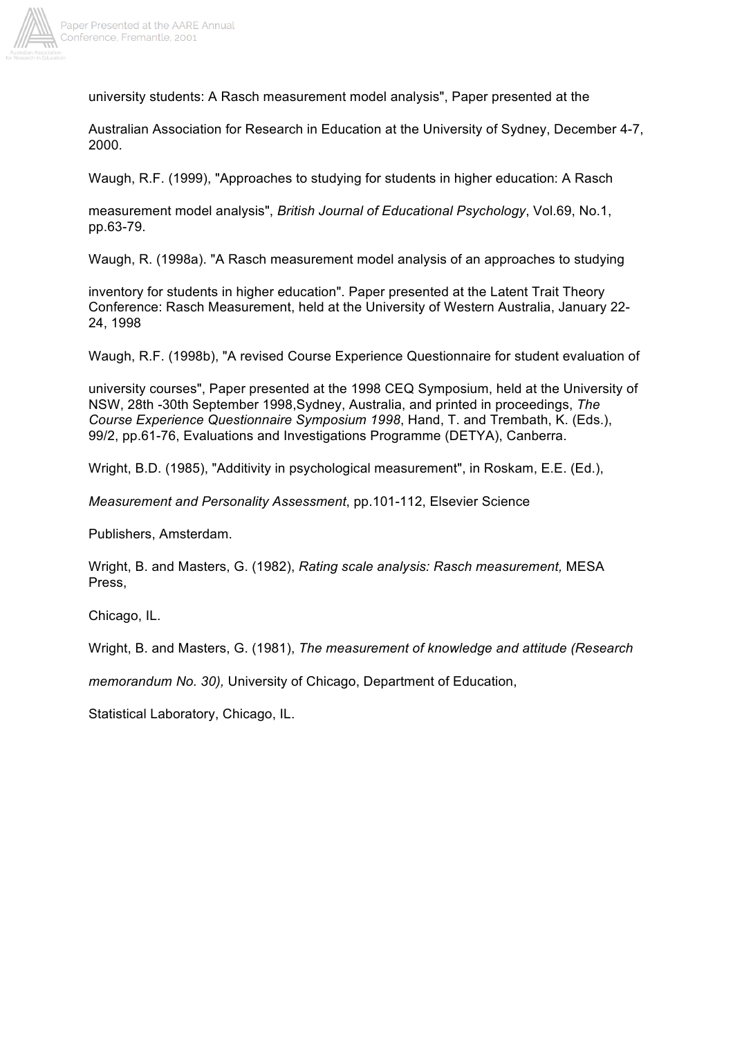university students: A Rasch measurement model analysis", Paper presented at the Australian Association for Research in Education at the University of Sydney, December 4-7, 2000.

Waugh, R.F. (1999), "Approaches to studying for students in higher education: A Rasch measurement model analysis", *British Journal of Educational Psychology*, Vol.69, No.1, pp.63-79.

Waugh, R. (1998a). "A Rasch measurement model analysis of an approaches to studying inventory for students in higher education". Paper presented at the Latent Trait Theory Conference: Rasch Measurement, held at the University of Western Australia, January 22-24, 1998

Waugh, R.F. (1998b), "A revised Course Experience Questionnaire for student evaluation of university courses", Paper presented at the 1998 CEQ Symposium, held at the University of NSW, 28th -30th September 1998,Sydney, Australia, and printed in proceedings, *The Course Experience Questionnaire Symposium 1998*, Hand, T. and Trembath, K. (Eds.), 99/2, pp.61-76, Evaluations and Investigations Programme (DETYA), Canberra.

Wright, B.D. (1985), "Additivity in psychological measurement", in Roskam, E.E. (Ed.), *Measurement and Personality Assessment*, pp.101-112, Elsevier Science Publishers, Amsterdam.

Wright, B. and Masters, G. (1982), *Rating scale analysis: Rasch measurement,* MESA Press, Chicago, IL.

Wright, B. and Masters, G. (1981), *The measurement of knowledge and attitude (Research memorandum No. 30),* University of Chicago, Department of Education, Statistical Laboratory, Chicago, IL.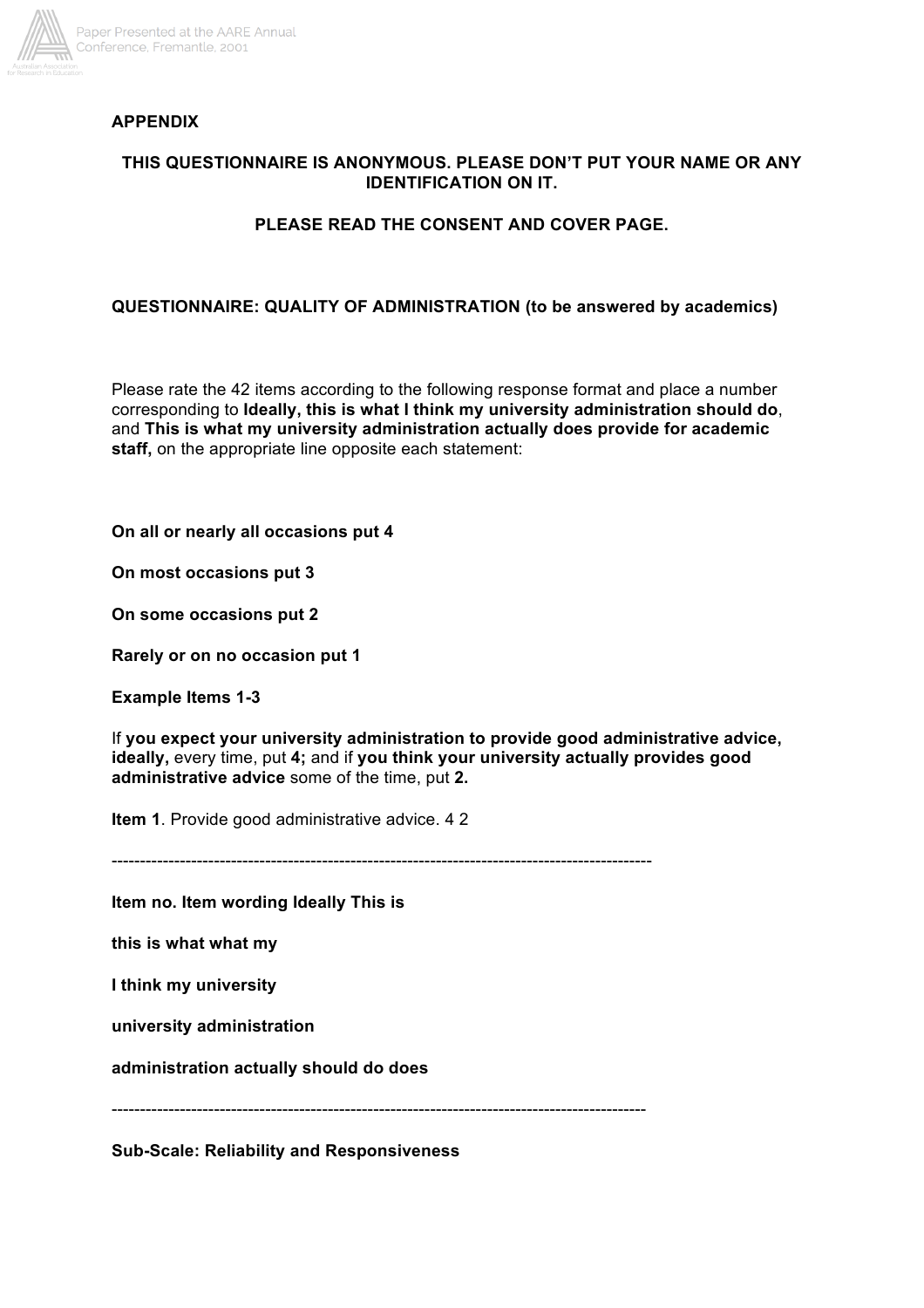**APPENDIX**

**THIS QUESTIONNAIRE IS ANONYMOUS. PLEASE DON'T PUT YOUR NAME OR ANY IDENTIFICATION ON IT.**

**PLEASE READ THE CONSENT AND COVER PAGE.**

**QUESTIONNAIRE: QUALITY OF ADMINISTRATION (to be answered by academics)**

Please rate the 42 items according to the following response format and place a number corresponding to **Ideally, this is what I think my university administration should do**, and **This is what my university administration actually does provide for academic staff,** on the appropriate line opposite each statement:

**On all or nearly all occasions put 4**

**On most occasions put 3**

**On some occasions put 2**

**Rarely or on no occasion put 1**

**Example Items 1-3**

If **you expect your university administration to provide good administrative advice, ideally,** every time, put **4;** and if **you think your university actually provides good administrative advice** some of the time, put **2.**

**Item 1**. Provide good administrative advice. 4 2

-----------------------------------------------------------------------------------------------

**Item no. Item wording Ideally This is**

**this is what what my**

**I think my university**

**university administration**

**administration actually should do does**

-----------------------------------------------------------------------------------------------

**Sub-Scale: Reliability and Responsiveness**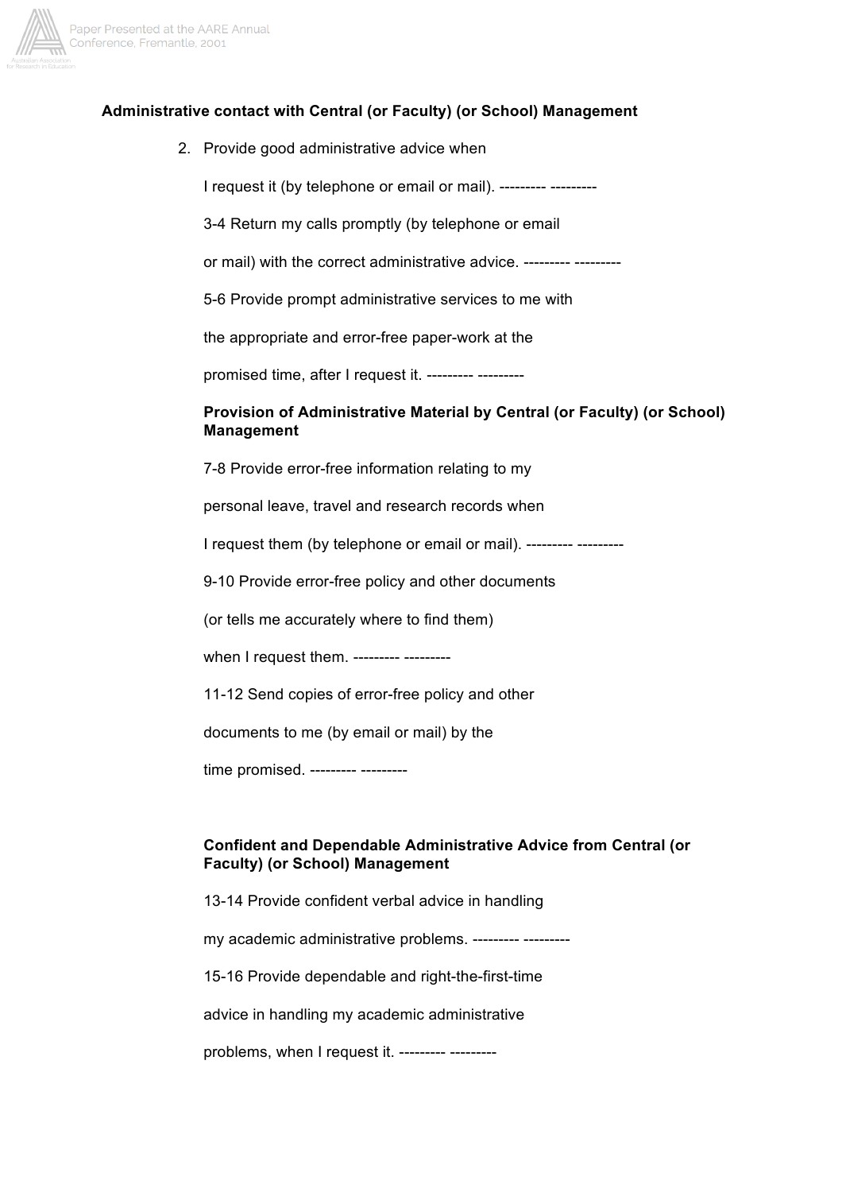**Administrative contact with Central (or Faculty) (or School) Management**

2. Provide good administrative advice when

   I request it (by telephone or email or mail). --------- ---------

   3-4 Return my calls promptly (by telephone or email

   or mail) with the correct administrative advice. --------- ---------

   5-6 Provide prompt administrative services to me with

   the appropriate and error-free paper-work at the

   promised time, after I request it. --------- ---------

   **Provision of Administrative Material by Central (or Faculty) (or School) Management**

   7-8 Provide error-free information relating to my

   personal leave, travel and research records when

   I request them (by telephone or email or mail). --------- ---------

   9-10 Provide error-free policy and other documents

   (or tells me accurately where to find them)

   when I request them. --------- ---------

   11-12 Send copies of error-free policy and other

   documents to me (by email or mail) by the

   time promised. --------- ---------

   **Confident and Dependable Administrative Advice from Central (or Faculty) (or School) Management**

   13-14 Provide confident verbal advice in handling

   my academic administrative problems. --------- ---------

   15-16 Provide dependable and right-the-first-time

   advice in handling my academic administrative

   problems, when I request it. --------- ---------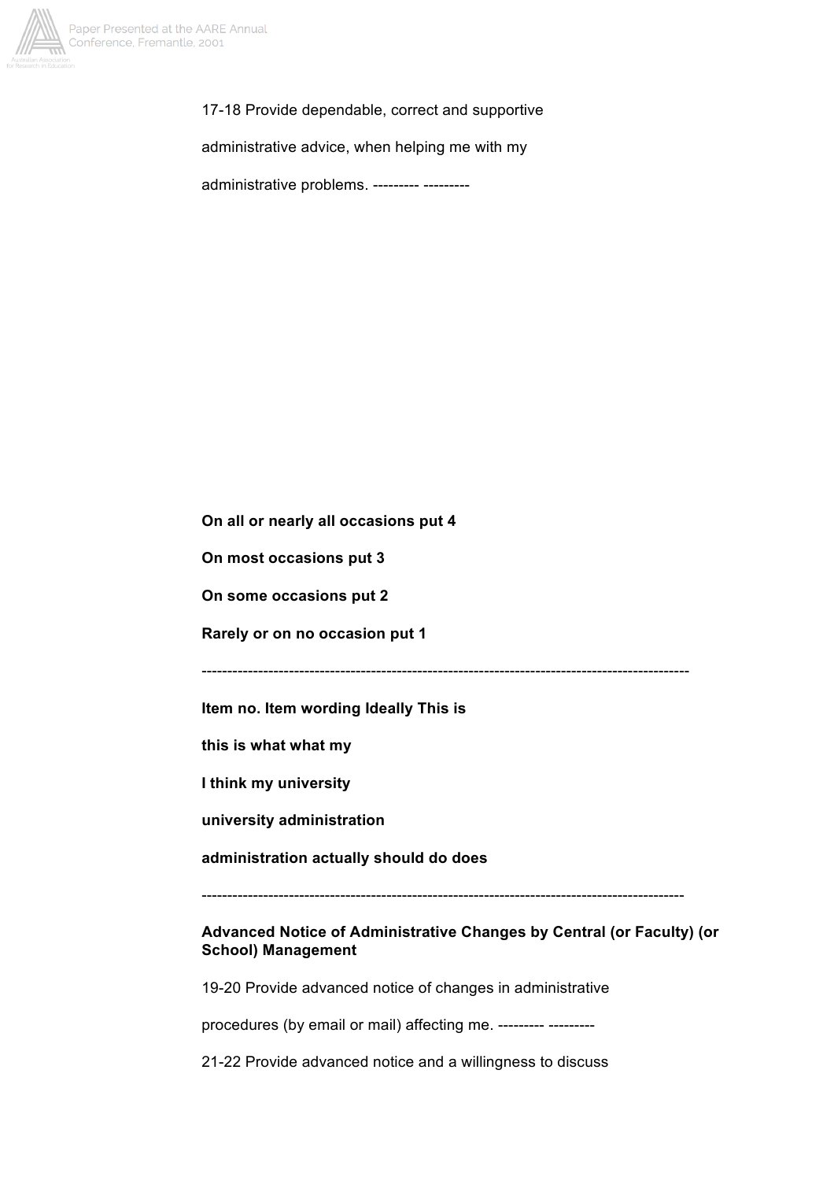17-18 Provide dependable, correct and supportive

administrative advice, when helping me with my

administrative problems. --------- ---------

**On all or nearly all occasions put 4**

**On most occasions put 3**

**On some occasions put 2**

**Rarely or on no occasion put 1**

---

**Item no. Item wording Ideally This is**

**this is what what my**

**I think my university**

**university administration**

**administration actually should do does**

---

**Advanced Notice of Administrative Changes by Central (or Faculty) (or School) Management**

19-20 Provide advanced notice of changes in administrative

procedures (by email or mail) affecting me. --------- ---------

21-22 Provide advanced notice and a willingness to discuss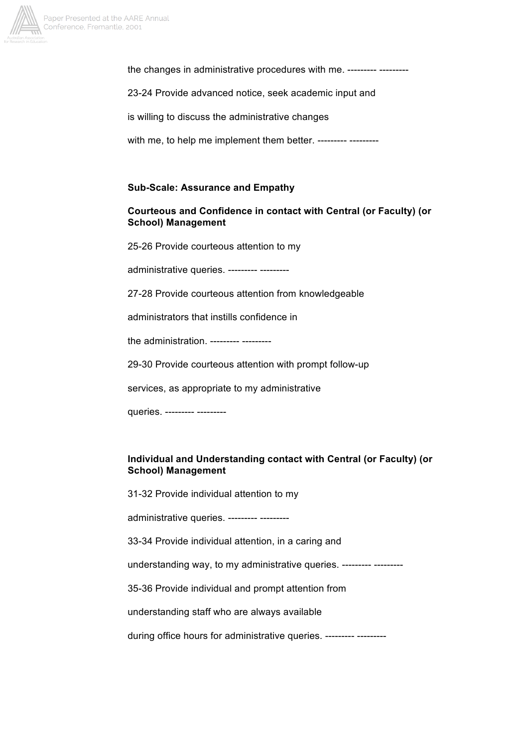the changes in administrative procedures with me. --------- ---------

23-24 Provide advanced notice, seek academic input and

is willing to discuss the administrative changes

with me, to help me implement them better. --------- ---------

**Sub-Scale: Assurance and Empathy**

**Courteous and Confidence in contact with Central (or Faculty) (or School) Management**

25-26 Provide courteous attention to my

administrative queries. --------- ---------

27-28 Provide courteous attention from knowledgeable

administrators that instills confidence in

the administration. --------- ---------

29-30 Provide courteous attention with prompt follow-up

services, as appropriate to my administrative

queries. --------- ---------

**Individual and Understanding contact with Central (or Faculty) (or School) Management**

31-32 Provide individual attention to my

administrative queries. --------- ---------

33-34 Provide individual attention, in a caring and

understanding way, to my administrative queries. --------- ---------

35-36 Provide individual and prompt attention from

understanding staff who are always available

during office hours for administrative queries. --------- ---------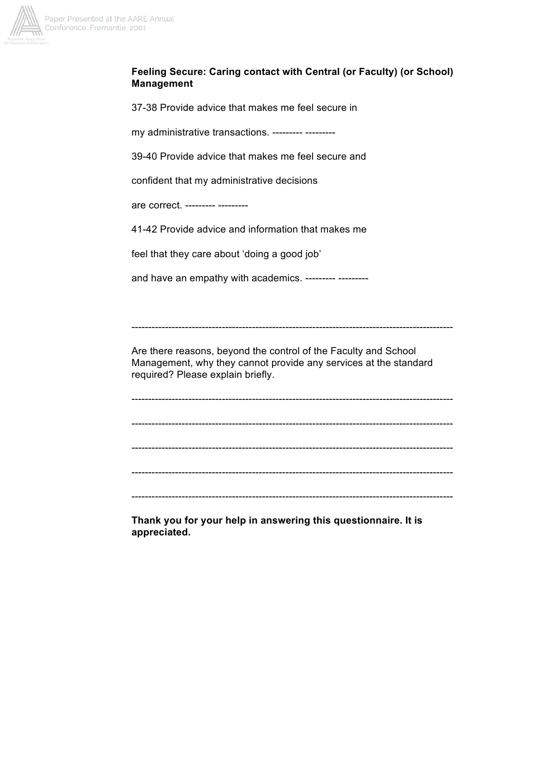**Feeling Secure: Caring contact with Central (or Faculty) (or School) Management**

37-38 Provide advice that makes me feel secure in

my administrative transactions. --------- ---------

39-40 Provide advice that makes me feel secure and

confident that my administrative decisions

are correct. --------- ---------

41-42 Provide advice and information that makes me

feel that they care about 'doing a good job'

and have an empathy with academics. --------- ---------

-----------------------------------------------------------------------------------------------

Are there reasons, beyond the control of the Faculty and School Management, why they cannot provide any services at the standard required? Please explain briefly.

-----------------------------------------------------------------------------------------------

-----------------------------------------------------------------------------------------------

-----------------------------------------------------------------------------------------------

-----------------------------------------------------------------------------------------------

-----------------------------------------------------------------------------------------------

**Thank you for your help in answering this questionnaire. It is appreciated.**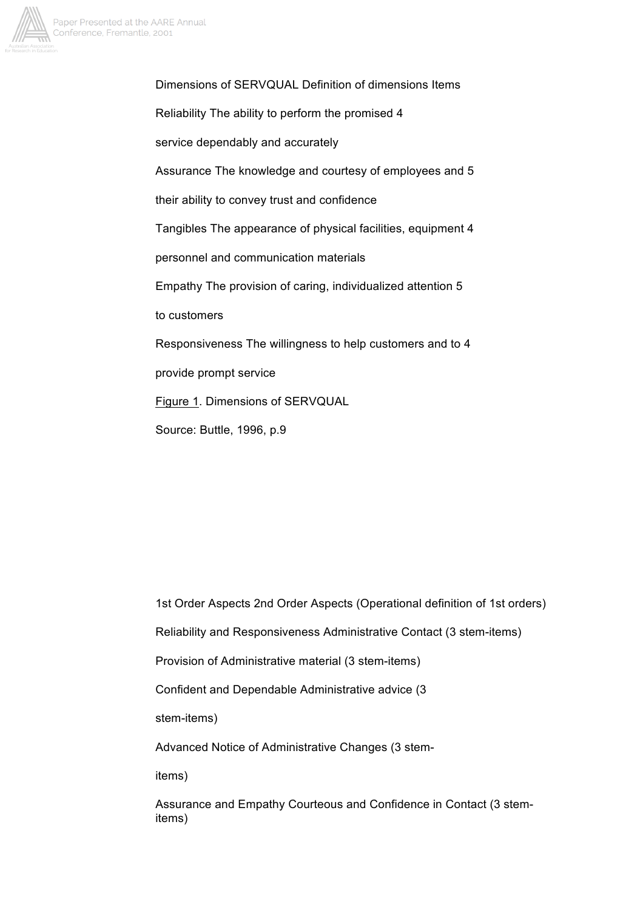| Dimensions of SERVQUAL | Definition of dimensions | Items |
| --- | --- | --- |
| Reliability | The ability to perform the promised service dependably and accurately | 4 |
| Assurance | The knowledge and courtesy of employees and their ability to convey trust and confidence | 5 |
| Tangibles | The appearance of physical facilities, equipment personnel and communication materials | 4 |
| Empathy | The provision of caring, individualized attention to customers | 5 |
| Responsiveness | The willingness to help customers and to provide prompt service | 4 |

Figure 1. Dimensions of SERVQUAL

Source: Buttle, 1996, p.9

| 1st Order Aspects | 2nd Order Aspects (Operational definition of 1st orders) |
| --- | --- |
| Reliability and Responsiveness | Administrative Contact (3 stem-items) |
| | Provision of Administrative material (3 stem-items) |
| | Confident and Dependable Administrative advice (3 stem-items) |
| | Advanced Notice of Administrative Changes (3 stem-items) |
| Assurance and Empathy | Courteous and Confidence in Contact (3 stem-items) |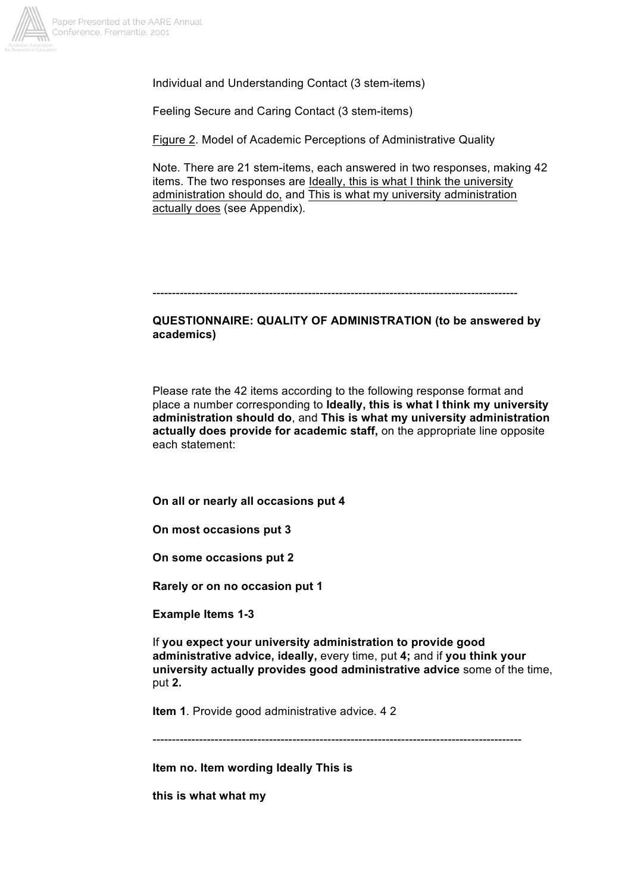Individual and Understanding Contact (3 stem-items)

Feeling Secure and Caring Contact (3 stem-items)

Figure 2. Model of Academic Perceptions of Administrative Quality

Note. There are 21 stem-items, each answered in two responses, making 42 items. The two responses are Ideally, this is what I think the university administration should do, and This is what my university administration actually does (see Appendix).

---

**QUESTIONNAIRE: QUALITY OF ADMINISTRATION (to be answered by academics)**

Please rate the 42 items according to the following response format and place a number corresponding to **Ideally, this is what I think my university administration should do**, and **This is what my university administration actually does provide for academic staff,** on the appropriate line opposite each statement:

**On all or nearly all occasions put 4**

**On most occasions put 3**

**On some occasions put 2**

**Rarely or on no occasion put 1**

**Example Items 1-3**

If **you expect your university administration to provide good administrative advice, ideally,** every time, put **4;** and if **you think your university actually provides good administrative advice** some of the time, put **2.**

**Item 1**. Provide good administrative advice. 4 2

---

**Item no. Item wording Ideally This is**

**this is what what my**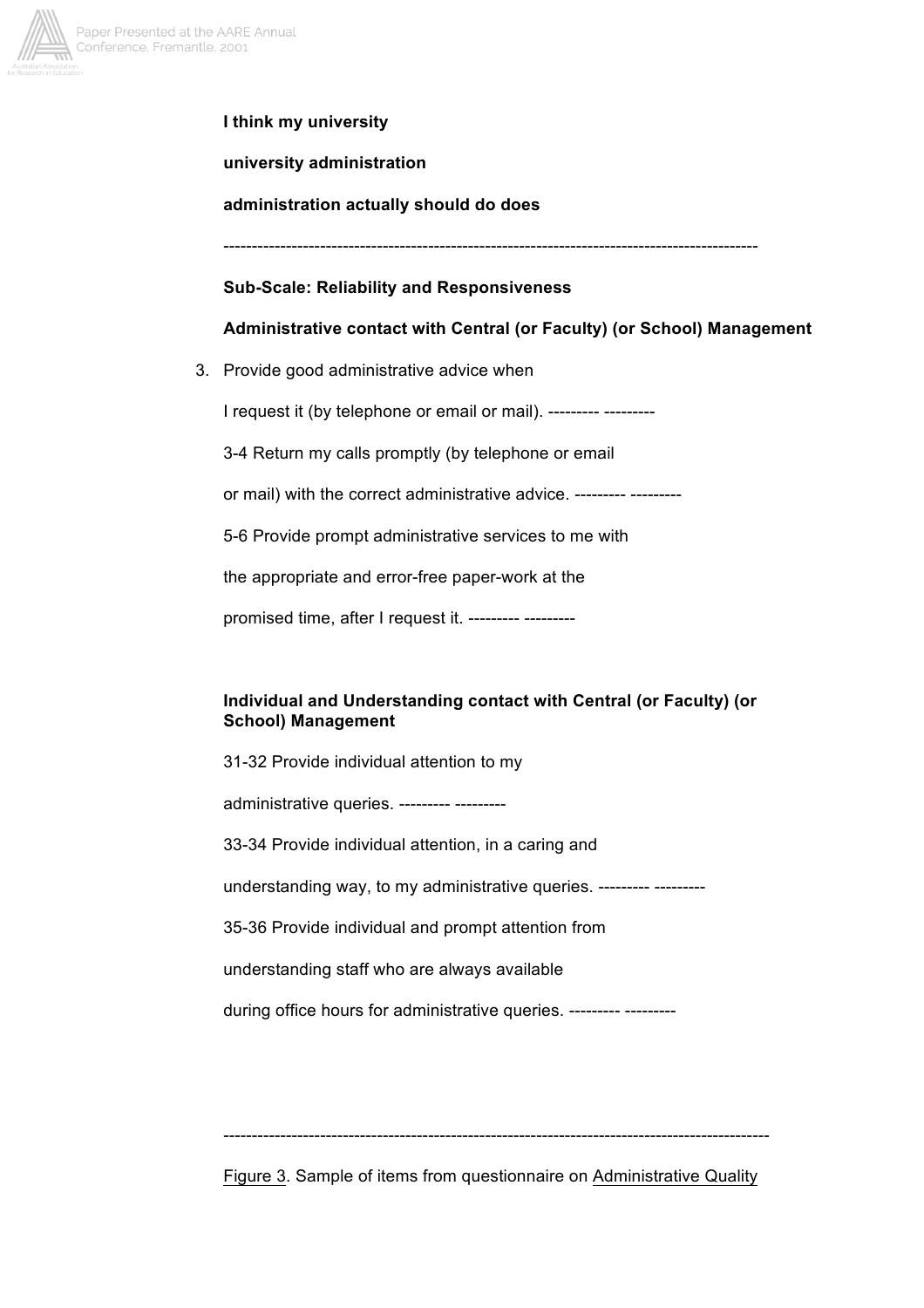**I think my university**

**university administration**

**administration actually should do does**

---

**Sub-Scale: Reliability and Responsiveness**

**Administrative contact with Central (or Faculty) (or School) Management**

3. Provide good administrative advice when

I request it (by telephone or email or mail). --------- ---------

3-4 Return my calls promptly (by telephone or email

or mail) with the correct administrative advice. --------- ---------

5-6 Provide prompt administrative services to me with

the appropriate and error-free paper-work at the

promised time, after I request it. --------- ---------

**Individual and Understanding contact with Central (or Faculty) (or School) Management**

31-32 Provide individual attention to my

administrative queries. --------- ---------

33-34 Provide individual attention, in a caring and

understanding way, to my administrative queries. --------- ---------

35-36 Provide individual and prompt attention from

understanding staff who are always available

during office hours for administrative queries. --------- ---------

---

Figure 3. Sample of items from questionnaire on Administrative Quality